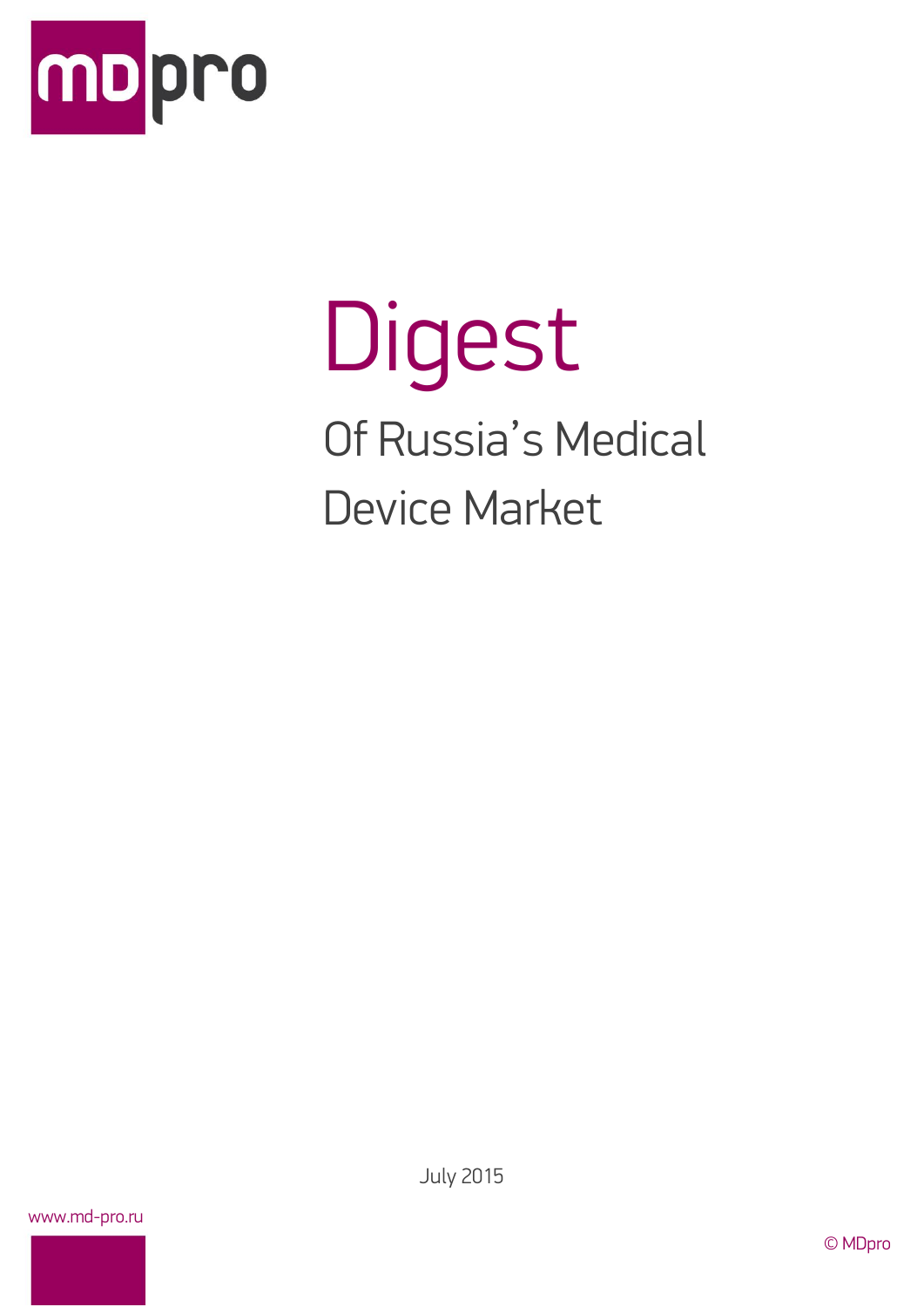mdpro

# Digest

## Of Russia's Medical Device Market

July 2015

www.md-pro.ru

© MDpro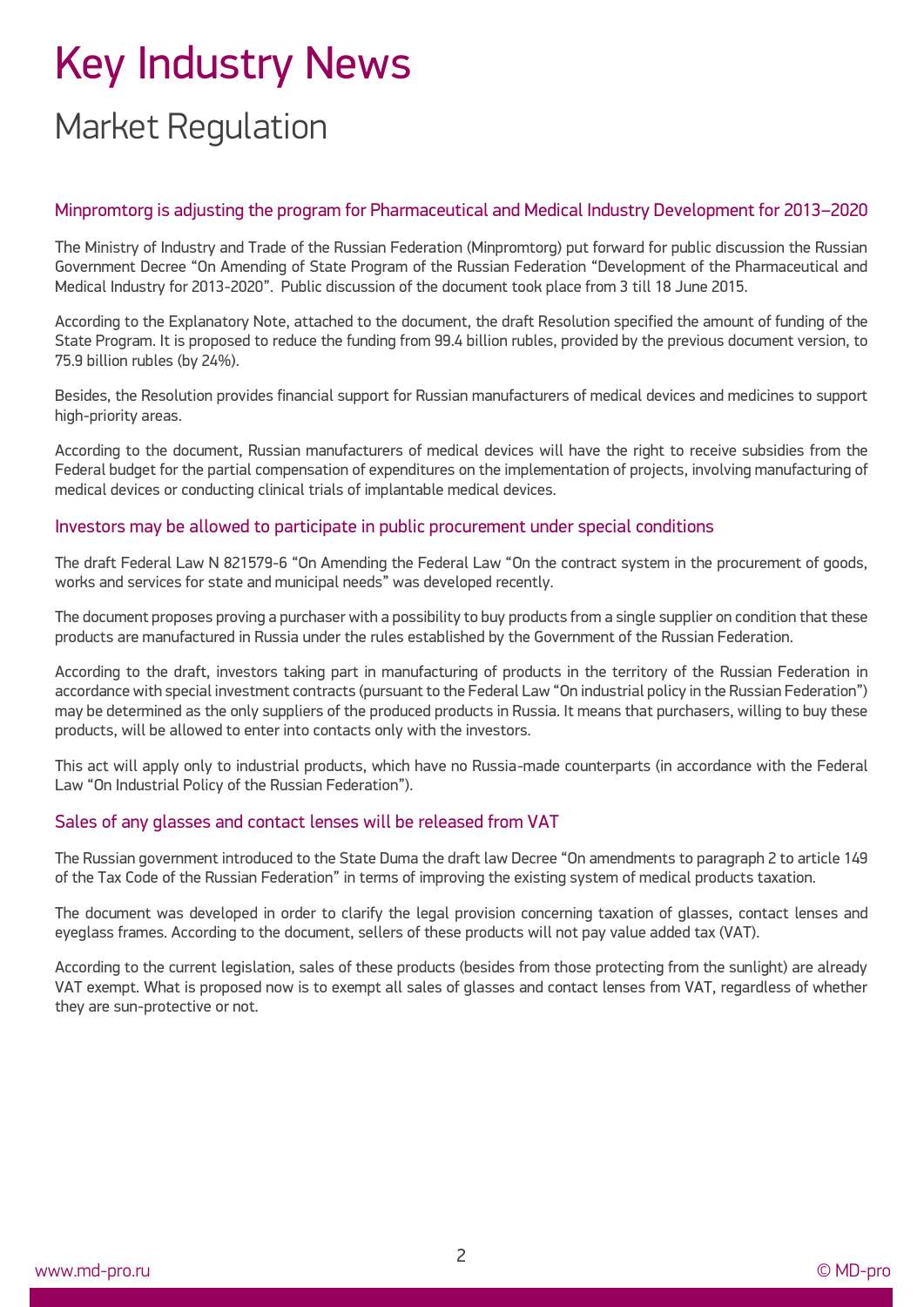# Key Industry News

## Market Regulation

### Minpromtorg is adjusting the program for Pharmaceutical and Medical Industry Development for 2013–2020

The Ministry of Industry and Trade of the Russian Federation (Minpromtorg) put forward for public discussion the Russian Government Decree "On Amending of State Program of the Russian Federation "Development of the Pharmaceutical and Medical Industry for 2013-2020". Public discussion of the document took place from 3 till 18 June 2015.

According to the Explanatory Note, attached to the document, the draft Resolution specified the amount of funding of the State Program. It is proposed to reduce the funding from 99.4 billion rubles, provided by the previous document version, to 75.9 billion rubles (by 24%).

Besides, the Resolution provides financial support for Russian manufacturers of medical devices and medicines to support high-priority areas.

According to the document, Russian manufacturers of medical devices will have the right to receive subsidies from the Federal budget for the partial compensation of expenditures on the implementation of projects, involving manufacturing of medical devices or conducting clinical trials of implantable medical devices.

### Investors may be allowed to participate in public procurement under special conditions

The draft Federal Law N 821579-6 "On Amending the Federal Law "On the contract system in the procurement of goods, works and services for state and municipal needs" was developed recently.

The document proposes proving a purchaser with a possibility to buy products from a single supplier on condition that these products are manufactured in Russia under the rules established by the Government of the Russian Federation.

According to the draft, investors taking part in manufacturing of products in the territory of the Russian Federation in accordance with special investment contracts (pursuant to the Federal Law "On industrial policy in the Russian Federation") may be determined as the only suppliers of the produced products in Russia. It means that purchasers, willing to buy these products, will be allowed to enter into contacts only with the investors.

This act will apply only to industrial products, which have no Russia-made counterparts (in accordance with the Federal Law "On Industrial Policy of the Russian Federation").

### Sales of any glasses and contact lenses will be released from VAT

The Russian government introduced to the State Duma the draft law Decree "On amendments to paragraph 2 to article 149 of the Tax Code of the Russian Federation" in terms of improving the existing system of medical products taxation.

The document was developed in order to clarify the legal provision concerning taxation of glasses, contact lenses and eyeglass frames. According to the document, sellers of these products will not pay value added tax (VAT).

According to the current legislation, sales of these products (besides from those protecting from the sunlight) are already VAT exempt. What is proposed now is to exempt all sales of glasses and contact lenses from VAT, regardless of whether they are sun-protective or not.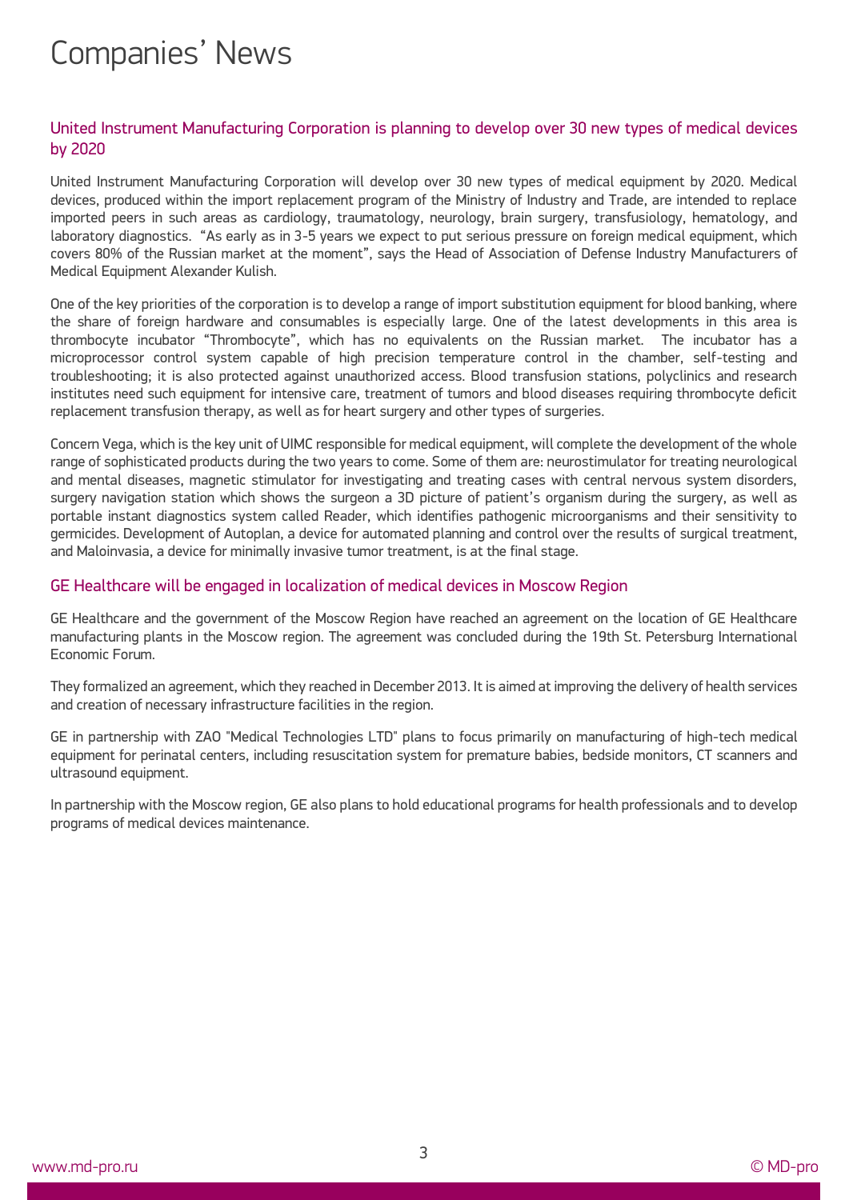# Companies' News

## United Instrument Manufacturing Corporation is planning to develop over 30 new types of medical devices by 2020

United Instrument Manufacturing Corporation will develop over 30 new types of medical equipment by 2020. Medical devices, produced within the import replacement program of the Ministry of Industry and Trade, are intended to replace imported peers in such areas as cardiology, traumatology, neurology, brain surgery, transfusiology, hematology, and laboratory diagnostics. "As early as in 3-5 years we expect to put serious pressure on foreign medical equipment, which covers 80% of the Russian market at the moment", says the Head of Association of Defense Industry Manufacturers of Medical Equipment Alexander Kulish.

One of the key priorities of the corporation is to develop a range of import substitution equipment for blood banking, where the share of foreign hardware and consumables is especially large. One of the latest developments in this area is thrombocyte incubator "Thrombocyte", which has no equivalents on the Russian market. The incubator has a microprocessor control system capable of high precision temperature control in the chamber, self-testing and troubleshooting; it is also protected against unauthorized access. Blood transfusion stations, polyclinics and research institutes need such equipment for intensive care, treatment of tumors and blood diseases requiring thrombocyte deficit replacement transfusion therapy, as well as for heart surgery and other types of surgeries.

Concern Vega, which is the key unit of UIMC responsible for medical equipment, will complete the development of the whole range of sophisticated products during the two years to come. Some of them are: neurostimulator for treating neurological and mental diseases, magnetic stimulator for investigating and treating cases with central nervous system disorders, surgery navigation station which shows the surgeon a 3D picture of patient's organism during the surgery, as well as portable instant diagnostics system called Reader, which identifies pathogenic microorganisms and their sensitivity to germicides. Development of Autoplan, a device for automated planning and control over the results of surgical treatment, and Maloinvasia, a device for minimally invasive tumor treatment, is at the final stage.

## GE Healthcare will be engaged in localization of medical devices in Moscow Region

GE Healthcare and the government of the Moscow Region have reached an agreement on the location of GE Healthcare manufacturing plants in the Moscow region. The agreement was concluded during the 19th St. Petersburg International Economic Forum.

They formalized an agreement, which they reached in December 2013. It is aimed at improving the delivery of health services and creation of necessary infrastructure facilities in the region.

GE in partnership with ZAO "Medical Technologies LTD" plans to focus primarily on manufacturing of high-tech medical equipment for perinatal centers, including resuscitation system for premature babies, bedside monitors, CT scanners and ultrasound equipment.

In partnership with the Moscow region, GE also plans to hold educational programs for health professionals and to develop programs of medical devices maintenance.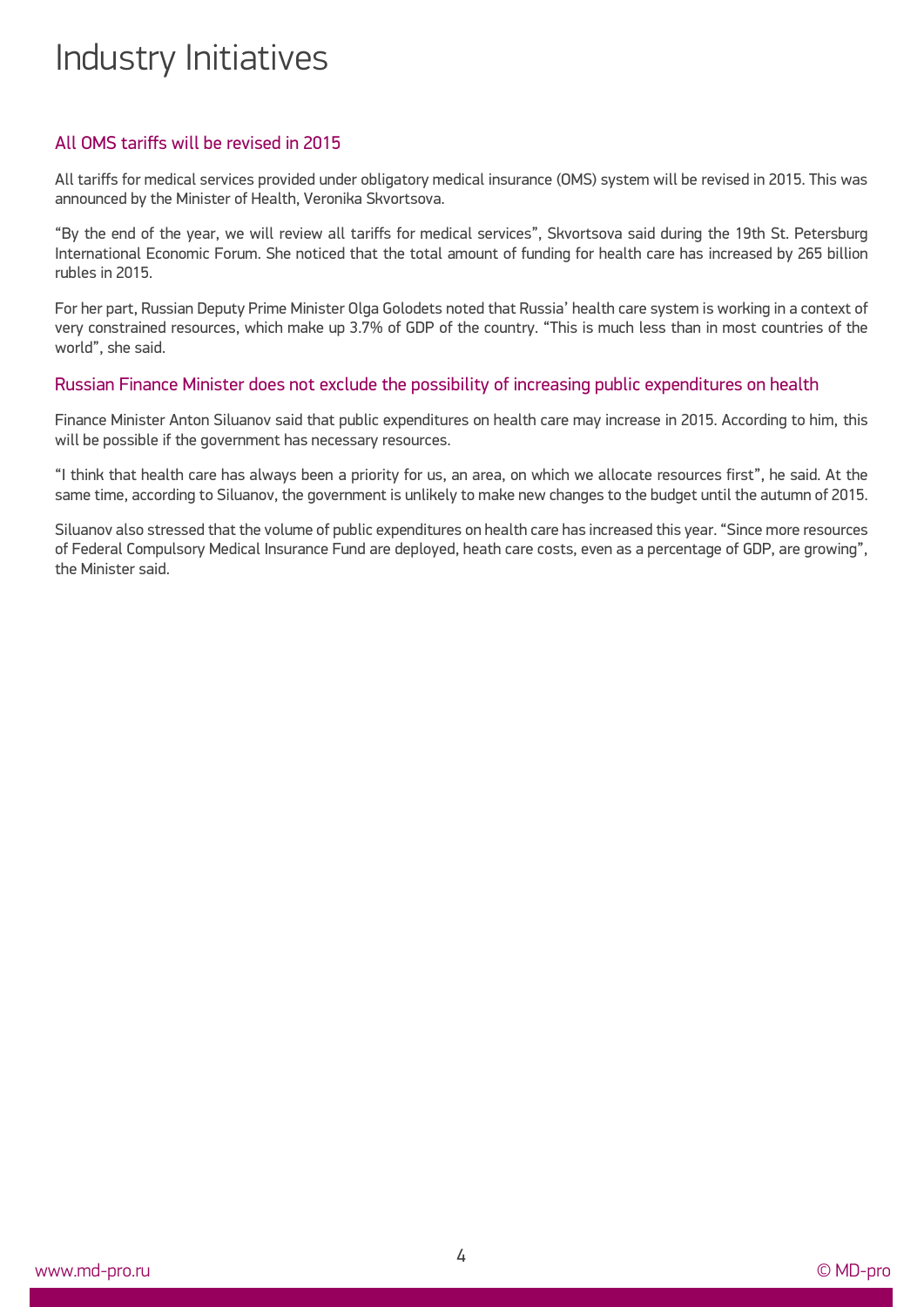# Industry Initiatives

## All OMS tariffs will be revised in 2015

All tariffs for medical services provided under obligatory medical insurance (OMS) system will be revised in 2015. This was announced by the Minister of Health, Veronika Skvortsova.

“By the end of the year, we will review all tariffs for medical services”, Skvortsova said during the 19th St. Petersburg International Economic Forum. She noticed that the total amount of funding for health care has increased by 265 billion rubles in 2015.

For her part, Russian Deputy Prime Minister Olga Golodets noted that Russia’ health care system is working in a context of very constrained resources, which make up 3.7% of GDP of the country. “This is much less than in most countries of the world”, she said.

## Russian Finance Minister does not exclude the possibility of increasing public expenditures on health

Finance Minister Anton Siluanov said that public expenditures on health care may increase in 2015. According to him, this will be possible if the government has necessary resources.

“I think that health care has always been a priority for us, an area, on which we allocate resources first”, he said. At the same time, according to Siluanov, the government is unlikely to make new changes to the budget until the autumn of 2015.

Siluanov also stressed that the volume of public expenditures on health care has increased this year. “Since more resources of Federal Compulsory Medical Insurance Fund are deployed, heath care costs, even as a percentage of GDP, are growing”, the Minister said.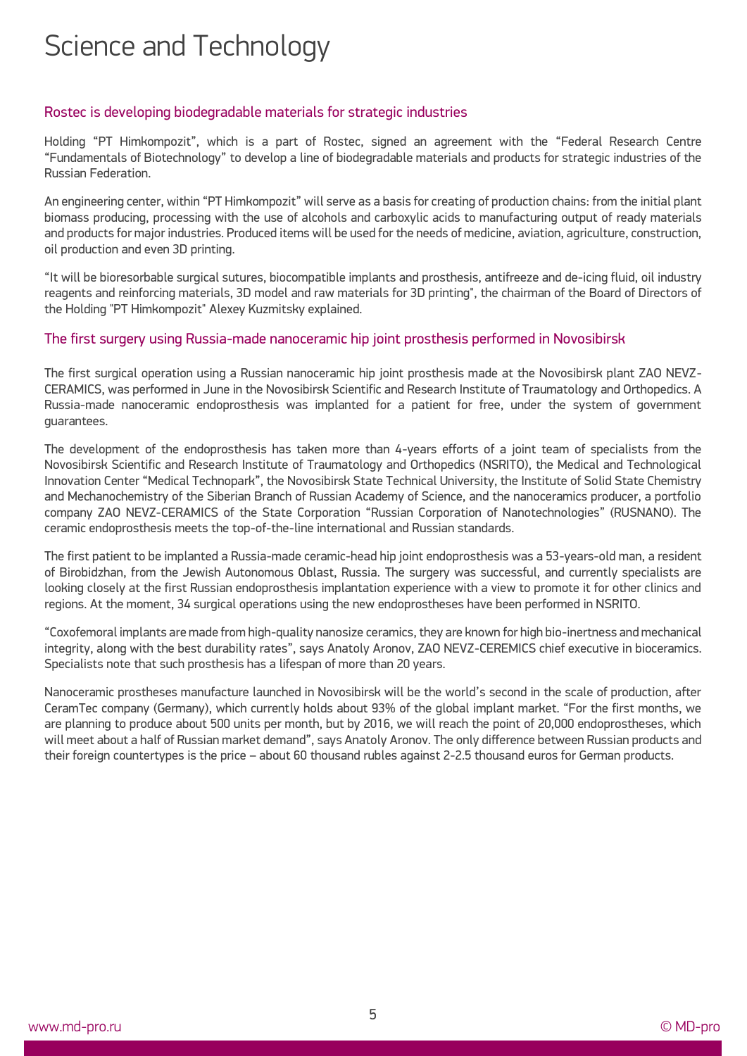# Science and Technology

## Rostec is developing biodegradable materials for strategic industries

Holding "PT Himkompozit", which is a part of Rostec, signed an agreement with the "Federal Research Centre "Fundamentals of Biotechnology" to develop a line of biodegradable materials and products for strategic industries of the Russian Federation.

An engineering center, within "PT Himkompozit" will serve as a basis for creating of production chains: from the initial plant biomass producing, processing with the use of alcohols and carboxylic acids to manufacturing output of ready materials and products for major industries. Produced items will be used for the needs of medicine, aviation, agriculture, construction, oil production and even 3D printing.

"It will be bioresorbable surgical sutures, biocompatible implants and prosthesis, antifreeze and de-icing fluid, oil industry reagents and reinforcing materials, 3D model and raw materials for 3D printing", the chairman of the Board of Directors of the Holding "PT Himkompozit" Alexey Kuzmitsky explained.

## The first surgery using Russia-made nanoceramic hip joint prosthesis performed in Novosibirsk

The first surgical operation using a Russian nanoceramic hip joint prosthesis made at the Novosibirsk plant ZAO NEVZ-CERAMICS, was performed in June in the Novosibirsk Scientific and Research Institute of Traumatology and Orthopedics. A Russia-made nanoceramic endoprosthesis was implanted for a patient for free, under the system of government guarantees.

The development of the endoprosthesis has taken more than 4-years efforts of a joint team of specialists from the Novosibirsk Scientific and Research Institute of Traumatology and Orthopedics (NSRITO), the Medical and Technological Innovation Center "Medical Technopark", the Novosibirsk State Technical University, the Institute of Solid State Chemistry and Mechanochemistry of the Siberian Branch of Russian Academy of Science, and the nanoceramics producer, a portfolio company ZAO NEVZ-CERAMICS of the State Corporation "Russian Corporation of Nanotechnologies" (RUSNANO). The ceramic endoprosthesis meets the top-of-the-line international and Russian standards.

The first patient to be implanted a Russia-made ceramic-head hip joint endoprosthesis was a 53-years-old man, a resident of Birobidzhan, from the Jewish Autonomous Oblast, Russia. The surgery was successful, and currently specialists are looking closely at the first Russian endoprosthesis implantation experience with a view to promote it for other clinics and regions. At the moment, 34 surgical operations using the new endoprostheses have been performed in NSRITO.

"Coxofemoral implants are made from high-quality nanosize ceramics, they are known for high bio-inertness and mechanical integrity, along with the best durability rates", says Anatoly Aronov, ZAO NEVZ-CEREMICS chief executive in bioceramics. Specialists note that such prosthesis has a lifespan of more than 20 years.

Nanoceramic prostheses manufacture launched in Novosibirsk will be the world's second in the scale of production, after CeramTec company (Germany), which currently holds about 93% of the global implant market. "For the first months, we are planning to produce about 500 units per month, but by 2016, we will reach the point of 20,000 endoprostheses, which will meet about a half of Russian market demand", says Anatoly Aronov. The only difference between Russian products and their foreign countertypes is the price – about 60 thousand rubles against 2-2.5 thousand euros for German products.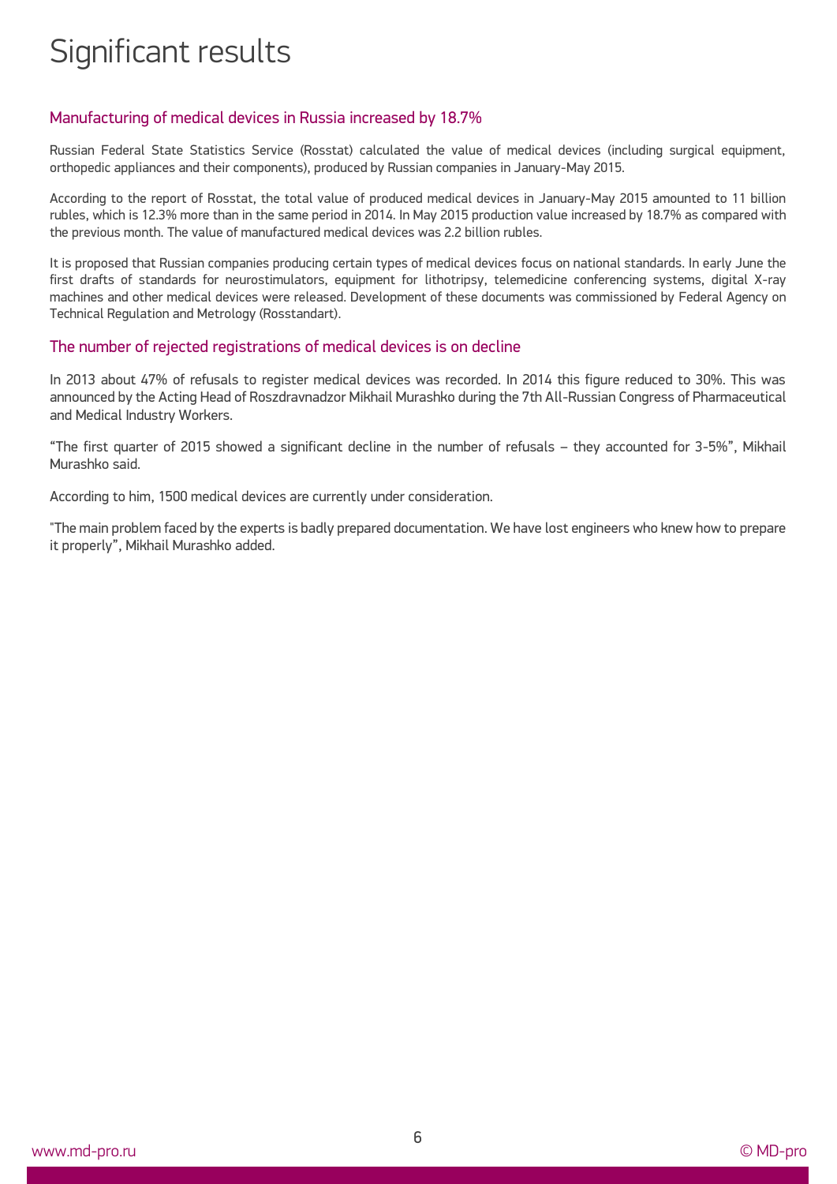# Significant results

## Manufacturing of medical devices in Russia increased by 18.7%

Russian Federal State Statistics Service (Rosstat) calculated the value of medical devices (including surgical equipment, orthopedic appliances and their components), produced by Russian companies in January-May 2015.

According to the report of Rosstat, the total value of produced medical devices in January-May 2015 amounted to 11 billion rubles, which is 12.3% more than in the same period in 2014. In May 2015 production value increased by 18.7% as compared with the previous month. The value of manufactured medical devices was 2.2 billion rubles.

It is proposed that Russian companies producing certain types of medical devices focus on national standards. In early June the first drafts of standards for neurostimulators, equipment for lithotripsy, telemedicine conferencing systems, digital X-ray machines and other medical devices were released. Development of these documents was commissioned by Federal Agency on Technical Regulation and Metrology (Rosstandart).

## The number of rejected registrations of medical devices is on decline

In 2013 about 47% of refusals to register medical devices was recorded. In 2014 this figure reduced to 30%. This was announced by the Acting Head of Roszdravnadzor Mikhail Murashko during the 7th All-Russian Congress of Pharmaceutical and Medical Industry Workers.

“The first quarter of 2015 showed a significant decline in the number of refusals – they accounted for 3-5%”, Mikhail Murashko said.

According to him, 1500 medical devices are currently under consideration.

"The main problem faced by the experts is badly prepared documentation. We have lost engineers who knew how to prepare it properly”, Mikhail Murashko added.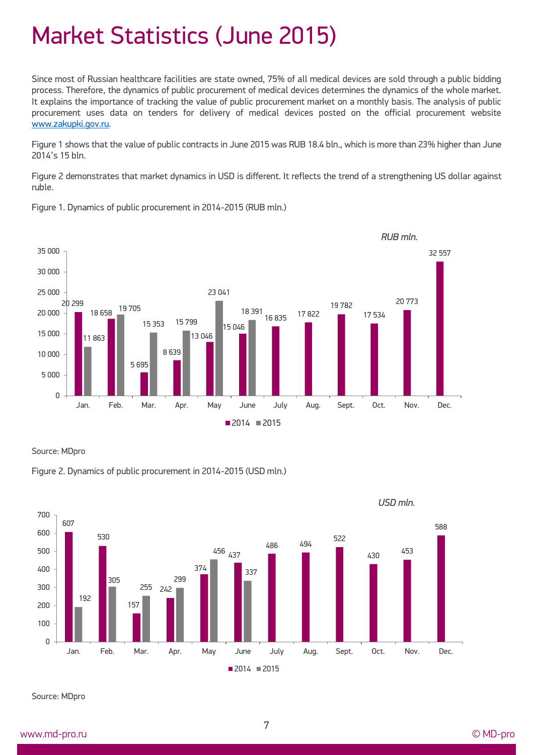# Market Statistics (June 2015)

Since most of Russian healthcare facilities are state owned, 75% of all medical devices are sold through a public bidding process. Therefore, the dynamics of public procurement of medical devices determines the dynamics of the whole market. It explains the importance of tracking the value of public procurement market on a monthly basis. The analysis of public procurement uses data on tenders for delivery of medical devices posted on the official procurement website [www.zakupki.gov.ru](http://www.zakupki.gov.ru).

Figure 1 shows that the value of public contracts in June 2015 was RUB 18.4 bln., which is more than 23% higher than June 2014's 15 bln.

Figure 2 demonstrates that market dynamics in USD is different. It reflects the trend of a strengthening US dollar against ruble.

Figure 1. Dynamics of public procurement in 2014-2015 (RUB mln.)

*RUB mln.*

| Month | 2014 | 2015 |
|---|---|---|
| Jan. | 20 299 | 11 863 |
| Feb. | 18 658 | 19 705 |
| Mar. | 5 695 | 15 353 |
| Apr. | 8 639 | 15 799 |
| May | 13 046 | 23 041 |
| June | 15 046 | 18 391 |
| July | 16 835 | |
| Aug. | 17 822 | |
| Sept. | 19 782 | |
| Oct. | 17 534 | |
| Nov. | 20 773 | |
| Dec. | 32 557 | |

Source: MDpro

Figure 2. Dynamics of public procurement in 2014-2015 (USD mln.)

*USD mln.*

| Month | 2014 | 2015 |
|---|---|---|
| Jan. | 607 | 192 |
| Feb. | 530 | 305 |
| Mar. | 157 | 255 |
| Apr. | 242 | 299 |
| May | 374 | 456 |
| June | 437 | 337 |
| July | 486 | |
| Aug. | 494 | |
| Sept. | 522 | |
| Oct. | 430 | |
| Nov. | 453 | |
| Dec. | 588 | |

Source: MDpro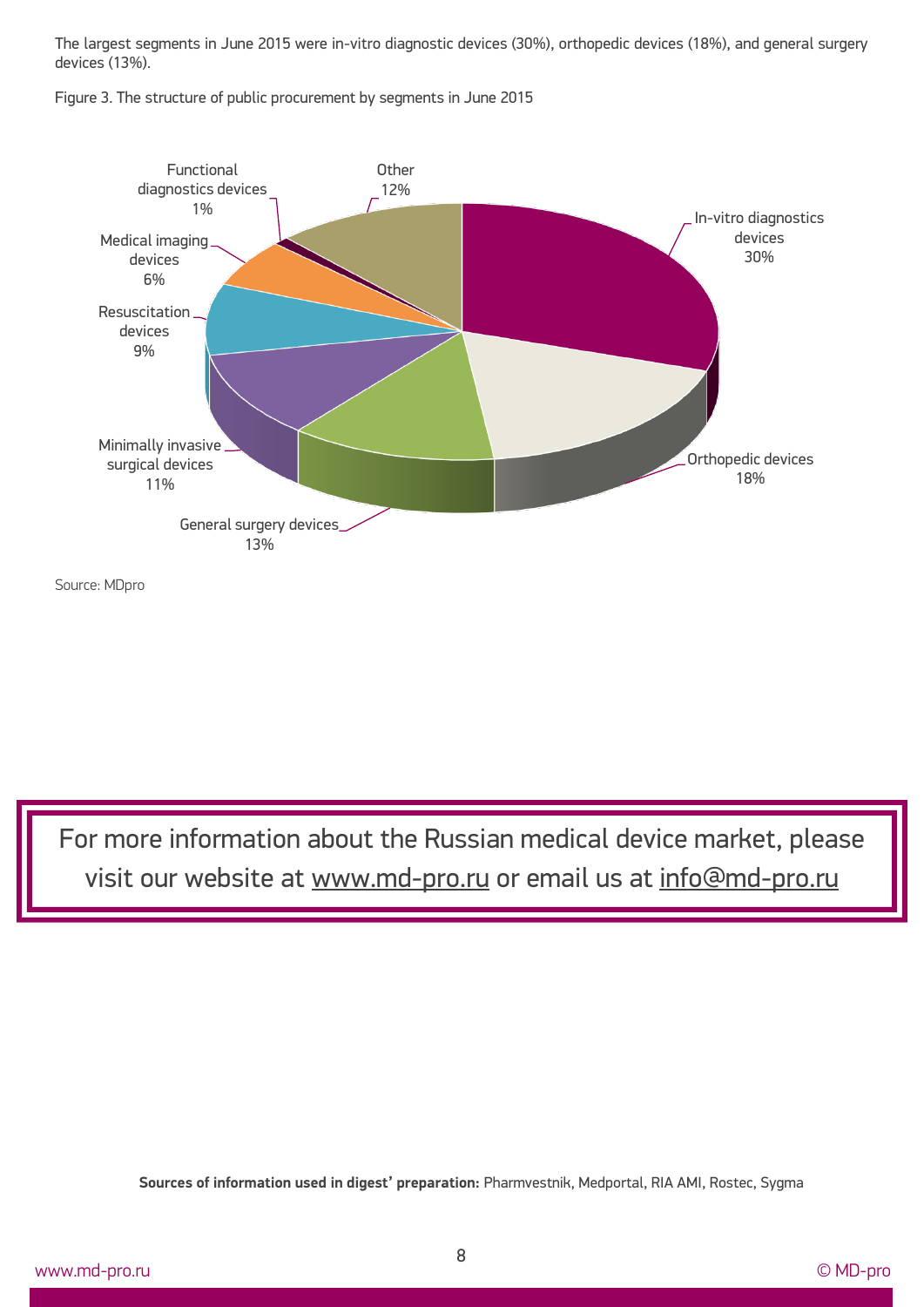The largest segments in June 2015 were in-vitro diagnostic devices (30%), orthopedic devices (18%), and general surgery devices (13%).

Figure 3. The structure of public procurement by segments in June 2015

Functional diagnostics devices 1%

Other 12%

In-vitro diagnostics devices 30%

Medical imaging devices 6%

Resuscitation devices 9%

Minimally invasive surgical devices 11%

Orthopedic devices 18%

General surgery devices 13%

Source: MDpro

For more information about the Russian medical device market, please visit our website at www.md-pro.ru or email us at info@md-pro.ru

**Sources of information used in digest' preparation:** Pharmvestnik, Medportal, RIA AMI, Rostec, Sygma